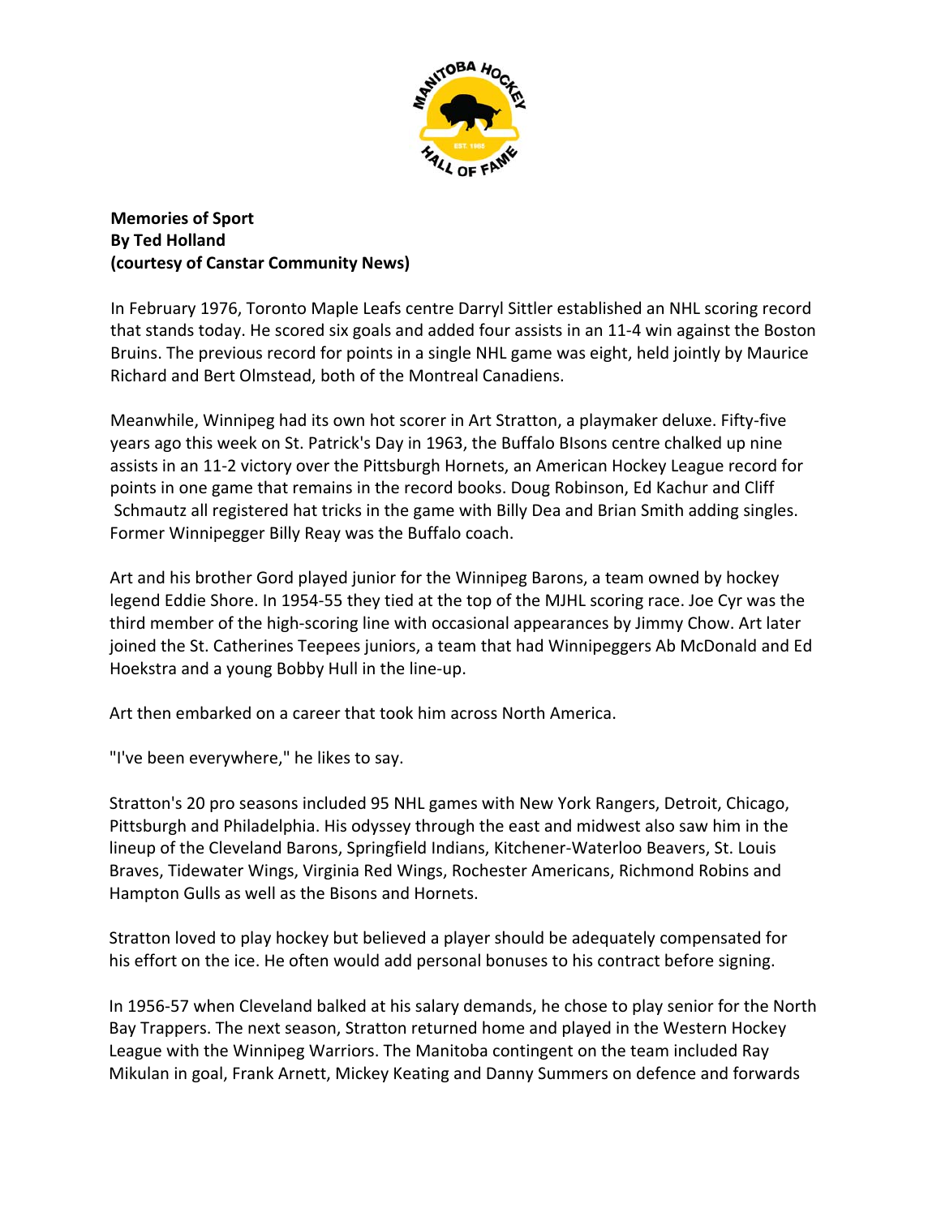**Memories of Sport**
**By Ted Holland**
**(courtesy of Canstar Community News)**

In February 1976, Toronto Maple Leafs centre Darryl Sittler established an NHL scoring record that stands today. He scored six goals and added four assists in an 11-4 win against the Boston Bruins. The previous record for points in a single NHL game was eight, held jointly by Maurice Richard and Bert Olmstead, both of the Montreal Canadiens.

Meanwhile, Winnipeg had its own hot scorer in Art Stratton, a playmaker deluxe. Fifty-five years ago this week on St. Patrick's Day in 1963, the Buffalo BIsons centre chalked up nine assists in an 11-2 victory over the Pittsburgh Hornets, an American Hockey League record for points in one game that remains in the record books. Doug Robinson, Ed Kachur and Cliff Schmautz all registered hat tricks in the game with Billy Dea and Brian Smith adding singles. Former Winnipegger Billy Reay was the Buffalo coach.

Art and his brother Gord played junior for the Winnipeg Barons, a team owned by hockey legend Eddie Shore. In 1954-55 they tied at the top of the MJHL scoring race. Joe Cyr was the third member of the high-scoring line with occasional appearances by Jimmy Chow. Art later joined the St. Catherines Teepees juniors, a team that had Winnipeggers Ab McDonald and Ed Hoekstra and a young Bobby Hull in the line-up.

Art then embarked on a career that took him across North America.

"I've been everywhere," he likes to say.

Stratton's 20 pro seasons included 95 NHL games with New York Rangers, Detroit, Chicago, Pittsburgh and Philadelphia. His odyssey through the east and midwest also saw him in the lineup of the Cleveland Barons, Springfield Indians, Kitchener-Waterloo Beavers, St. Louis Braves, Tidewater Wings, Virginia Red Wings, Rochester Americans, Richmond Robins and Hampton Gulls as well as the Bisons and Hornets.

Stratton loved to play hockey but believed a player should be adequately compensated for his effort on the ice. He often would add personal bonuses to his contract before signing.

In 1956-57 when Cleveland balked at his salary demands, he chose to play senior for the North Bay Trappers. The next season, Stratton returned home and played in the Western Hockey League with the Winnipeg Warriors. The Manitoba contingent on the team included Ray Mikulan in goal, Frank Arnett, Mickey Keating and Danny Summers on defence and forwards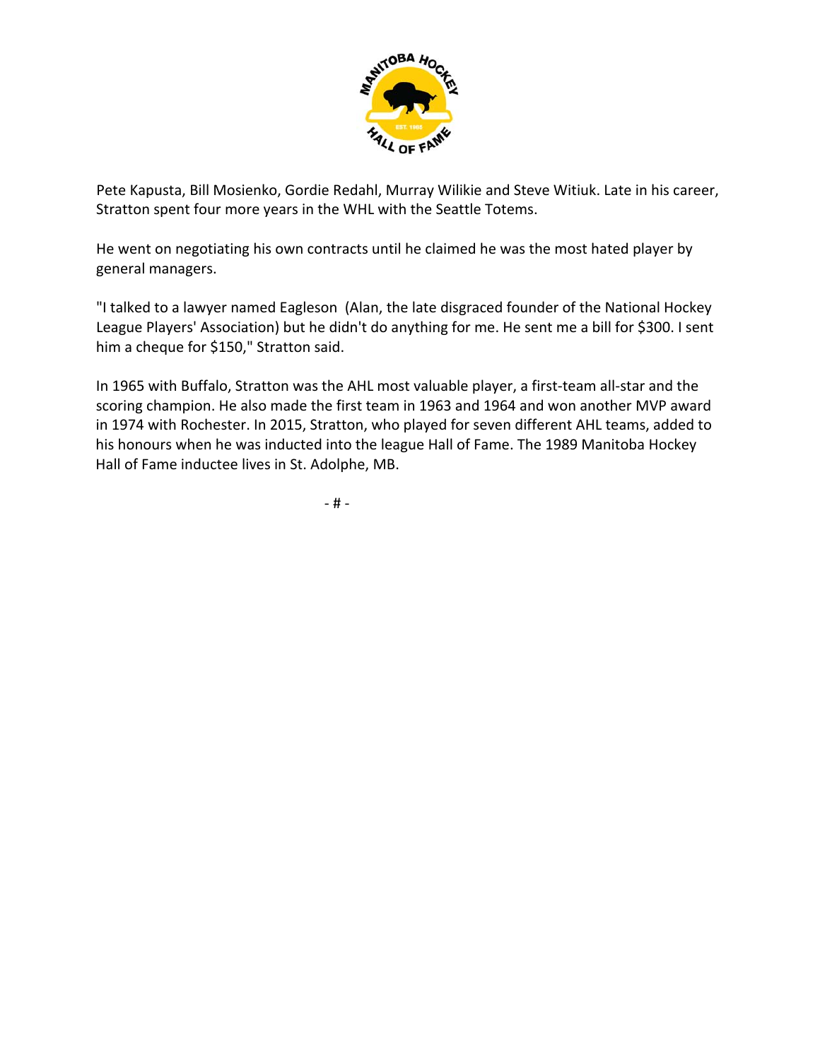Pete Kapusta, Bill Mosienko, Gordie Redahl, Murray Wilikie and Steve Witiuk. Late in his career, Stratton spent four more years in the WHL with the Seattle Totems.

He went on negotiating his own contracts until he claimed he was the most hated player by general managers.

"I talked to a lawyer named Eagleson (Alan, the late disgraced founder of the National Hockey League Players' Association) but he didn't do anything for me. He sent me a bill for $300. I sent him a cheque for $150," Stratton said.

In 1965 with Buffalo, Stratton was the AHL most valuable player, a first-team all-star and the scoring champion. He also made the first team in 1963 and 1964 and won another MVP award in 1974 with Rochester. In 2015, Stratton, who played for seven different AHL teams, added to his honours when he was inducted into the league Hall of Fame. The 1989 Manitoba Hockey Hall of Fame inductee lives in St. Adolphe, MB.

- # -